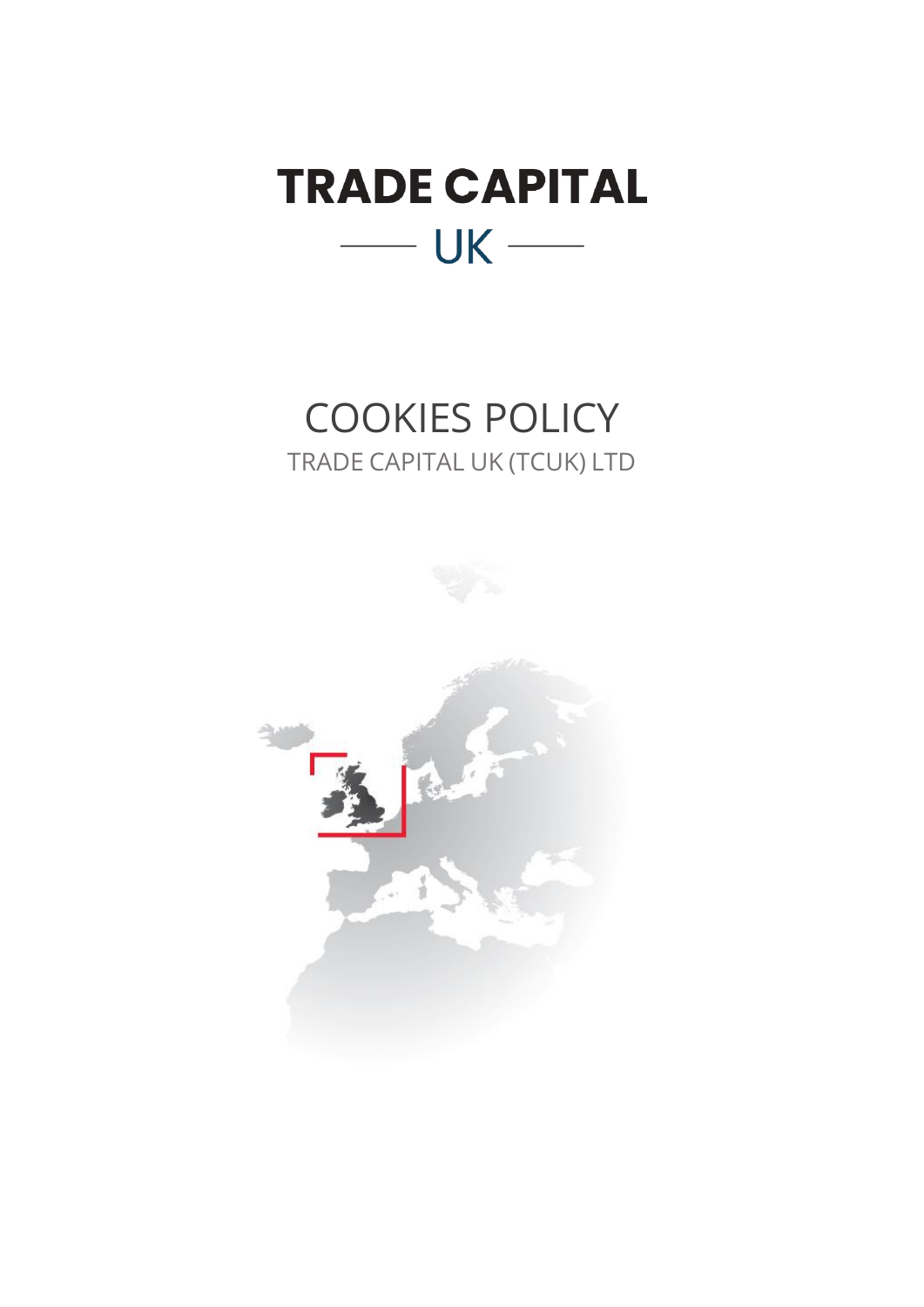# TRADE CAPITAL

UK

## COOKIES POLICY

TRADE CAPITAL UK (TCUK) LTD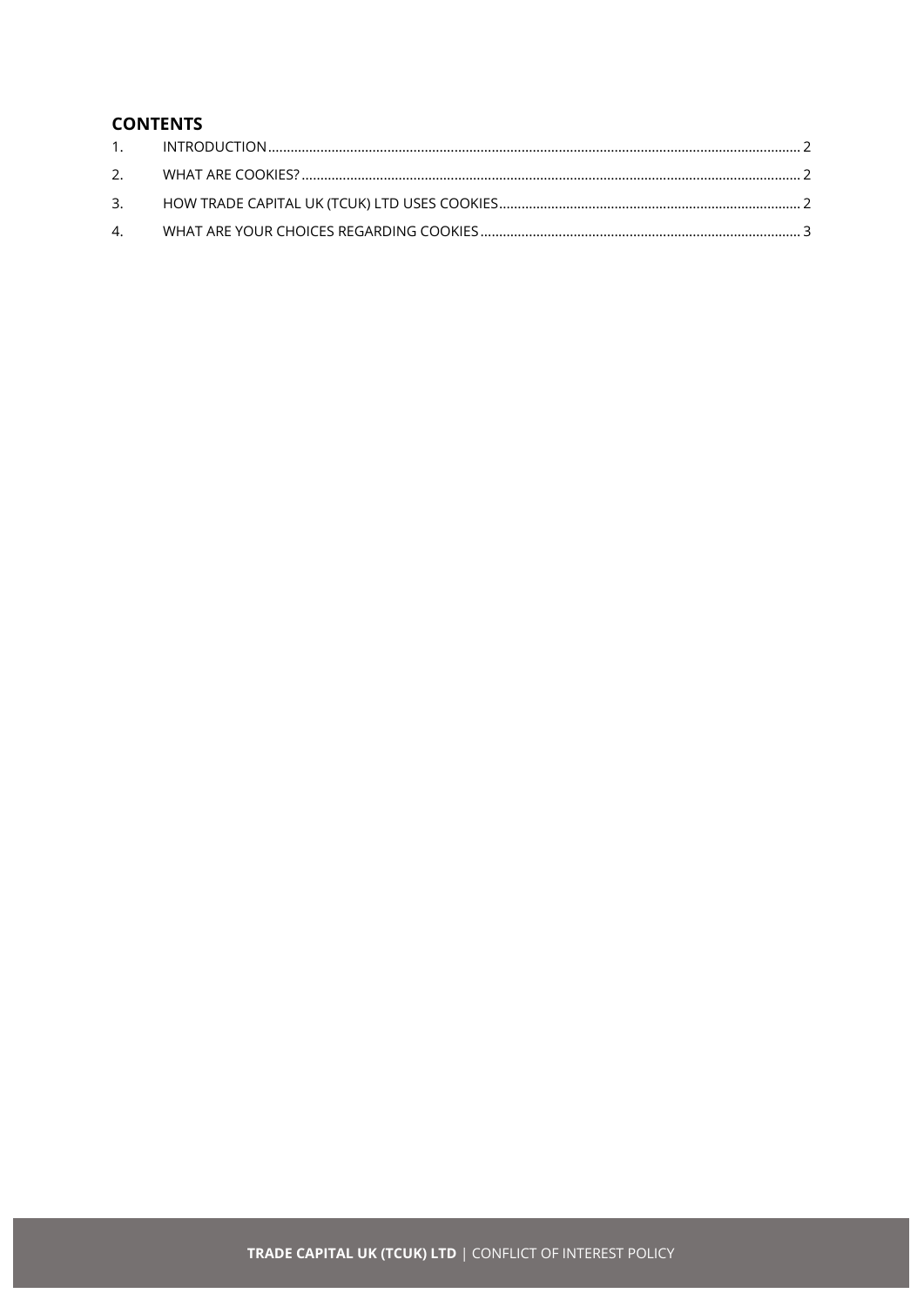## CONTENTS

1. INTRODUCTION ........................................................................................................................................ 2
2. WHAT ARE COOKIES? ................................................................................................................................ 2
3. HOW TRADE CAPITAL UK (TCUK) LTD USES COOKIES ................................................................................ 2
4. WHAT ARE YOUR CHOICES REGARDING COOKIES ..................................................................................... 3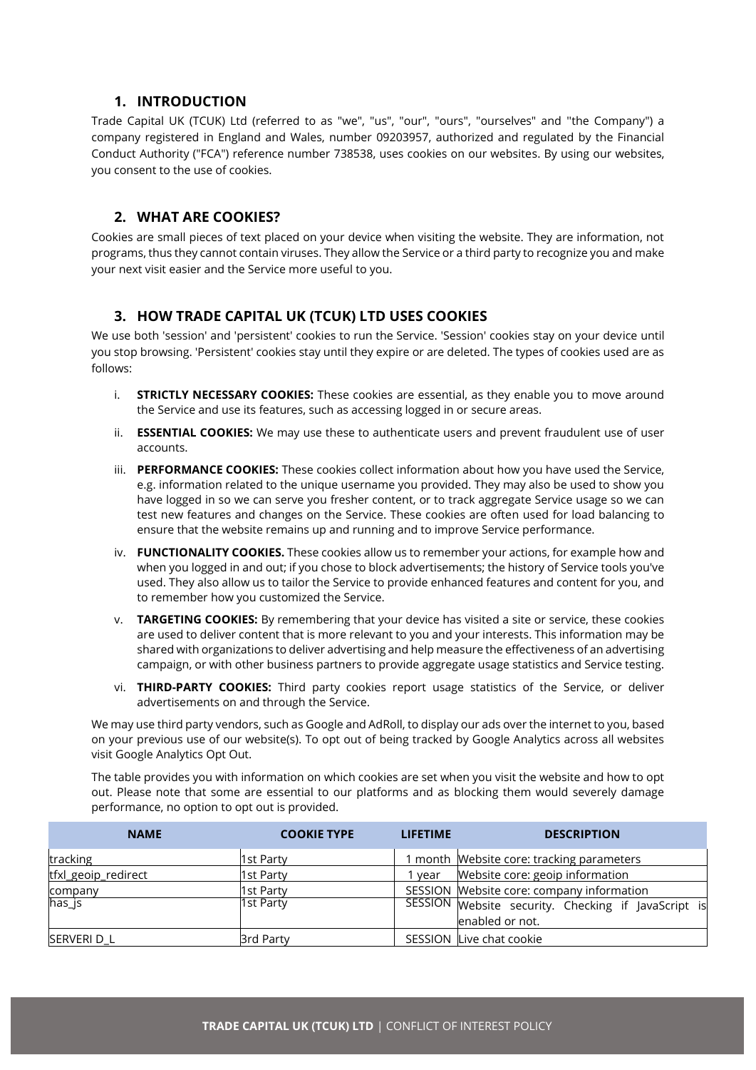## 1. INTRODUCTION

Trade Capital UK (TCUK) Ltd (referred to as "we", "us", "our", "ours", "ourselves" and "the Company") a company registered in England and Wales, number 09203957, authorized and regulated by the Financial Conduct Authority ("FCA") reference number 738538, uses cookies on our websites. By using our websites, you consent to the use of cookies.

## 2. WHAT ARE COOKIES?

Cookies are small pieces of text placed on your device when visiting the website. They are information, not programs, thus they cannot contain viruses. They allow the Service or a third party to recognize you and make your next visit easier and the Service more useful to you.

## 3. HOW TRADE CAPITAL UK (TCUK) LTD USES COOKIES

We use both 'session' and 'persistent' cookies to run the Service. 'Session' cookies stay on your device until you stop browsing. 'Persistent' cookies stay until they expire or are deleted. The types of cookies used are as follows:

i. **STRICTLY NECESSARY COOKIES:** These cookies are essential, as they enable you to move around the Service and use its features, such as accessing logged in or secure areas.

ii. **ESSENTIAL COOKIES:** We may use these to authenticate users and prevent fraudulent use of user accounts.

iii. **PERFORMANCE COOKIES:** These cookies collect information about how you have used the Service, e.g. information related to the unique username you provided. They may also be used to show you have logged in so we can serve you fresher content, or to track aggregate Service usage so we can test new features and changes on the Service. These cookies are often used for load balancing to ensure that the website remains up and running and to improve Service performance.

iv. **FUNCTIONALITY COOKIES.** These cookies allow us to remember your actions, for example how and when you logged in and out; if you chose to block advertisements; the history of Service tools you've used. They also allow us to tailor the Service to provide enhanced features and content for you, and to remember how you customized the Service.

v. **TARGETING COOKIES:** By remembering that your device has visited a site or service, these cookies are used to deliver content that is more relevant to you and your interests. This information may be shared with organizations to deliver advertising and help measure the effectiveness of an advertising campaign, or with other business partners to provide aggregate usage statistics and Service testing.

vi. **THIRD-PARTY COOKIES:** Third party cookies report usage statistics of the Service, or deliver advertisements on and through the Service.

We may use third party vendors, such as Google and AdRoll, to display our ads over the internet to you, based on your previous use of our website(s). To opt out of being tracked by Google Analytics across all websites visit Google Analytics Opt Out.

The table provides you with information on which cookies are set when you visit the website and how to opt out. Please note that some are essential to our platforms and as blocking them would severely damage performance, no option to opt out is provided.

| NAME | COOKIE TYPE | LIFETIME | DESCRIPTION |
|---|---|---|---|
| tracking | 1st Party | 1 month | Website core: tracking parameters |
| tfxl_geoip_redirect | 1st Party | 1 year | Website core: geoip information |
| company | 1st Party | SESSION | Website core: company information |
| has_js | 1st Party | SESSION | Website security. Checking if JavaScript is enabled or not. |
| SERVERI D_L | 3rd Party | SESSION | Live chat cookie |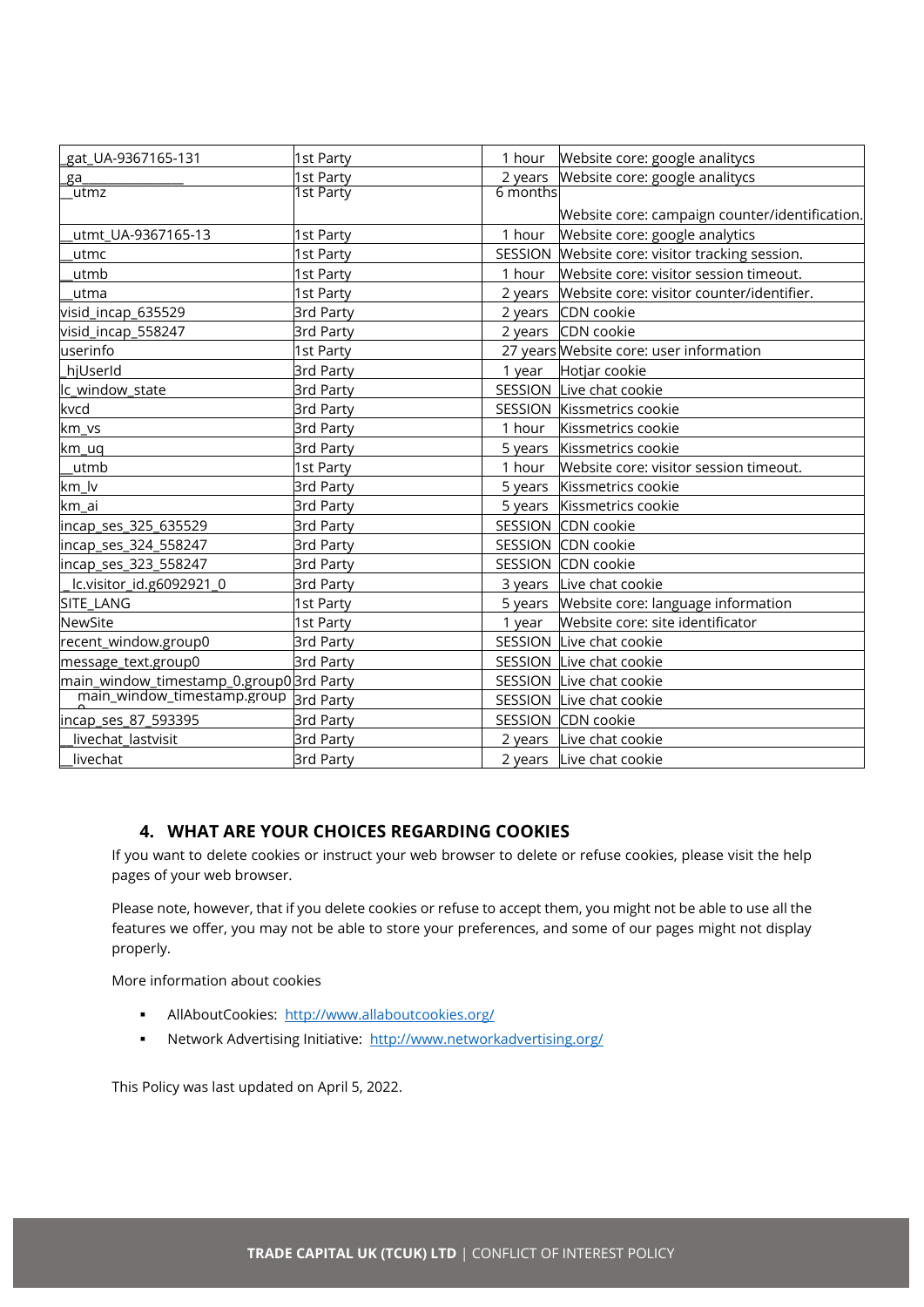| | | | |
|---|---|---|---|
| _gat_UA-9367165-131 | 1st Party | 1 hour | Website core: google analitycs |
| _ga | 1st Party | 2 years | Website core: google analitycs |
| __utmz | 1st Party | 6 months | Website core: campaign counter/identification. |
| __utmt_UA-9367165-13 | 1st Party | 1 hour | Website core: google analytics |
| __utmc | 1st Party | SESSION | Website core: visitor tracking session. |
| __utmb | 1st Party | 1 hour | Website core: visitor session timeout. |
| __utma | 1st Party | 2 years | Website core: visitor counter/identifier. |
| visid_incap_635529 | 3rd Party | 2 years | CDN cookie |
| visid_incap_558247 | 3rd Party | 2 years | CDN cookie |
| userinfo | 1st Party | 27 years | Website core: user information |
| _hjUserId | 3rd Party | 1 year | Hotjar cookie |
| lc_window_state | 3rd Party | SESSION | Live chat cookie |
| kvcd | 3rd Party | SESSION | Kissmetrics cookie |
| km_vs | 3rd Party | 1 hour | Kissmetrics cookie |
| km_uq | 3rd Party | 5 years | Kissmetrics cookie |
| __utmb | 1st Party | 1 hour | Website core: visitor session timeout. |
| km_lv | 3rd Party | 5 years | Kissmetrics cookie |
| km_ai | 3rd Party | 5 years | Kissmetrics cookie |
| incap_ses_325_635529 | 3rd Party | SESSION | CDN cookie |
| incap_ses_324_558247 | 3rd Party | SESSION | CDN cookie |
| incap_ses_323_558247 | 3rd Party | SESSION | CDN cookie |
| __lc.visitor_id.g6092921_0 | 3rd Party | 3 years | Live chat cookie |
| SITE_LANG | 1st Party | 5 years | Website core: language information |
| NewSite | 1st Party | 1 year | Website core: site identificator |
| recent_window.group0 | 3rd Party | SESSION | Live chat cookie |
| message_text.group0 | 3rd Party | SESSION | Live chat cookie |
| main_window_timestamp_0.group0 | 3rd Party | SESSION | Live chat cookie |
| main_window_timestamp.group0 | 3rd Party | SESSION | Live chat cookie |
| incap_ses_87_593395 | 3rd Party | SESSION | CDN cookie |
| __livechat_lastvisit | 3rd Party | 2 years | Live chat cookie |
| __livechat | 3rd Party | 2 years | Live chat cookie |

## 4. WHAT ARE YOUR CHOICES REGARDING COOKIES

If you want to delete cookies or instruct your web browser to delete or refuse cookies, please visit the help pages of your web browser.

Please note, however, that if you delete cookies or refuse to accept them, you might not be able to use all the features we offer, you may not be able to store your preferences, and some of our pages might not display properly.

More information about cookies

- AllAboutCookies: http://www.allaboutcookies.org/
- Network Advertising Initiative: http://www.networkadvertising.org/

This Policy was last updated on April 5, 2022.